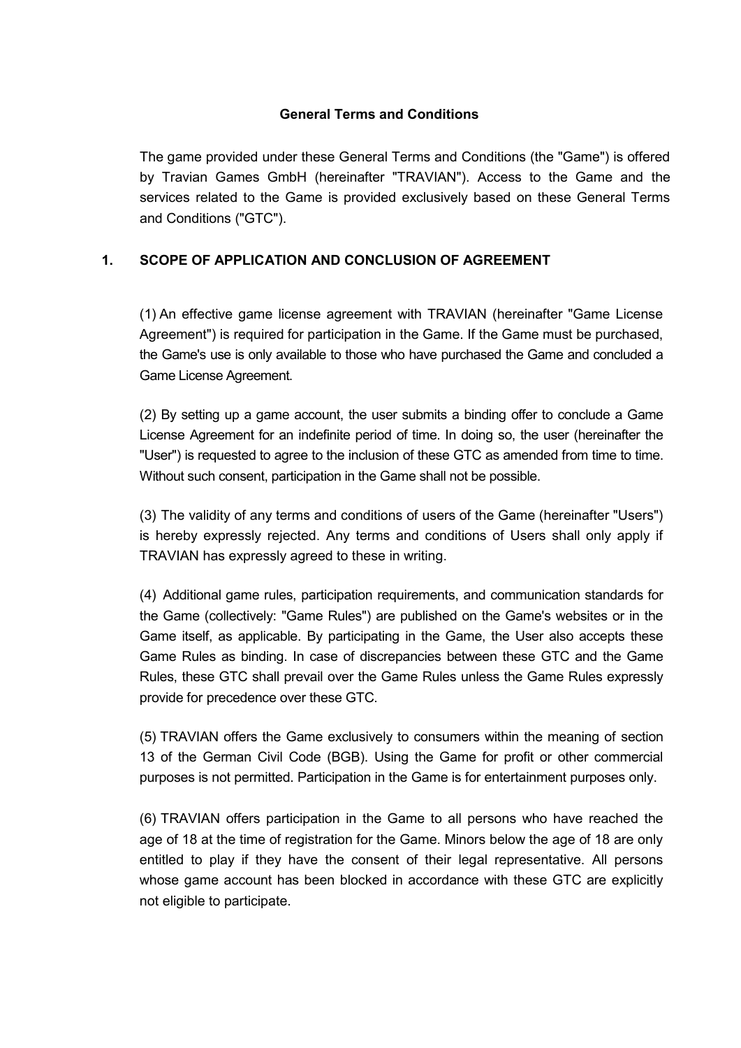# General Terms and Conditions

The game provided under these General Terms and Conditions (the "Game") is offered by Travian Games GmbH (hereinafter "TRAVIAN"). Access to the Game and the services related to the Game is provided exclusively based on these General Terms and Conditions ("GTC").

## 1. SCOPE OF APPLICATION AND CONCLUSION OF AGREEMENT

(1) An effective game license agreement with TRAVIAN (hereinafter "Game License Agreement") is required for participation in the Game. If the Game must be purchased, the Game's use is only available to those who have purchased the Game and concluded a Game License Agreement.

(2) By setting up a game account, the user submits a binding offer to conclude a Game License Agreement for an indefinite period of time. In doing so, the user (hereinafter the "User") is requested to agree to the inclusion of these GTC as amended from time to time. Without such consent, participation in the Game shall not be possible.

(3) The validity of any terms and conditions of users of the Game (hereinafter "Users") is hereby expressly rejected. Any terms and conditions of Users shall only apply if TRAVIAN has expressly agreed to these in writing.

(4) Additional game rules, participation requirements, and communication standards for the Game (collectively: "Game Rules") are published on the Game's websites or in the Game itself, as applicable. By participating in the Game, the User also accepts these Game Rules as binding. In case of discrepancies between these GTC and the Game Rules, these GTC shall prevail over the Game Rules unless the Game Rules expressly provide for precedence over these GTC.

(5) TRAVIAN offers the Game exclusively to consumers within the meaning of section 13 of the German Civil Code (BGB). Using the Game for profit or other commercial purposes is not permitted. Participation in the Game is for entertainment purposes only.

(6) TRAVIAN offers participation in the Game to all persons who have reached the age of 18 at the time of registration for the Game. Minors below the age of 18 are only entitled to play if they have the consent of their legal representative. All persons whose game account has been blocked in accordance with these GTC are explicitly not eligible to participate.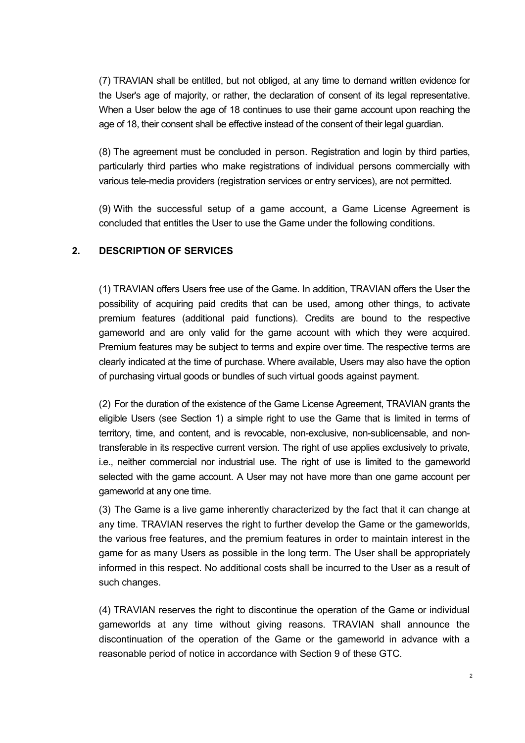(7) TRAVIAN shall be entitled, but not obliged, at any time to demand written evidence for the User's age of majority, or rather, the declaration of consent of its legal representative. When a User below the age of 18 continues to use their game account upon reaching the age of 18, their consent shall be effective instead of the consent of their legal guardian.

(8) The agreement must be concluded in person. Registration and login by third parties, particularly third parties who make registrations of individual persons commercially with various tele-media providers (registration services or entry services), are not permitted.

(9) With the successful setup of a game account, a Game License Agreement is concluded that entitles the User to use the Game under the following conditions.

## 2. DESCRIPTION OF SERVICES

(1) TRAVIAN offers Users free use of the Game. In addition, TRAVIAN offers the User the possibility of acquiring paid credits that can be used, among other things, to activate premium features (additional paid functions). Credits are bound to the respective gameworld and are only valid for the game account with which they were acquired. Premium features may be subject to terms and expire over time. The respective terms are clearly indicated at the time of purchase. Where available, Users may also have the option of purchasing virtual goods or bundles of such virtual goods against payment.

(2) For the duration of the existence of the Game License Agreement, TRAVIAN grants the eligible Users (see Section 1) a simple right to use the Game that is limited in terms of territory, time, and content, and is revocable, non-exclusive, non-sublicensable, and non-transferable in its respective current version. The right of use applies exclusively to private, i.e., neither commercial nor industrial use. The right of use is limited to the gameworld selected with the game account. A User may not have more than one game account per gameworld at any one time.

(3) The Game is a live game inherently characterized by the fact that it can change at any time. TRAVIAN reserves the right to further develop the Game or the gameworlds, the various free features, and the premium features in order to maintain interest in the game for as many Users as possible in the long term. The User shall be appropriately informed in this respect. No additional costs shall be incurred to the User as a result of such changes.

(4) TRAVIAN reserves the right to discontinue the operation of the Game or individual gameworlds at any time without giving reasons. TRAVIAN shall announce the discontinuation of the operation of the Game or the gameworld in advance with a reasonable period of notice in accordance with Section 9 of these GTC.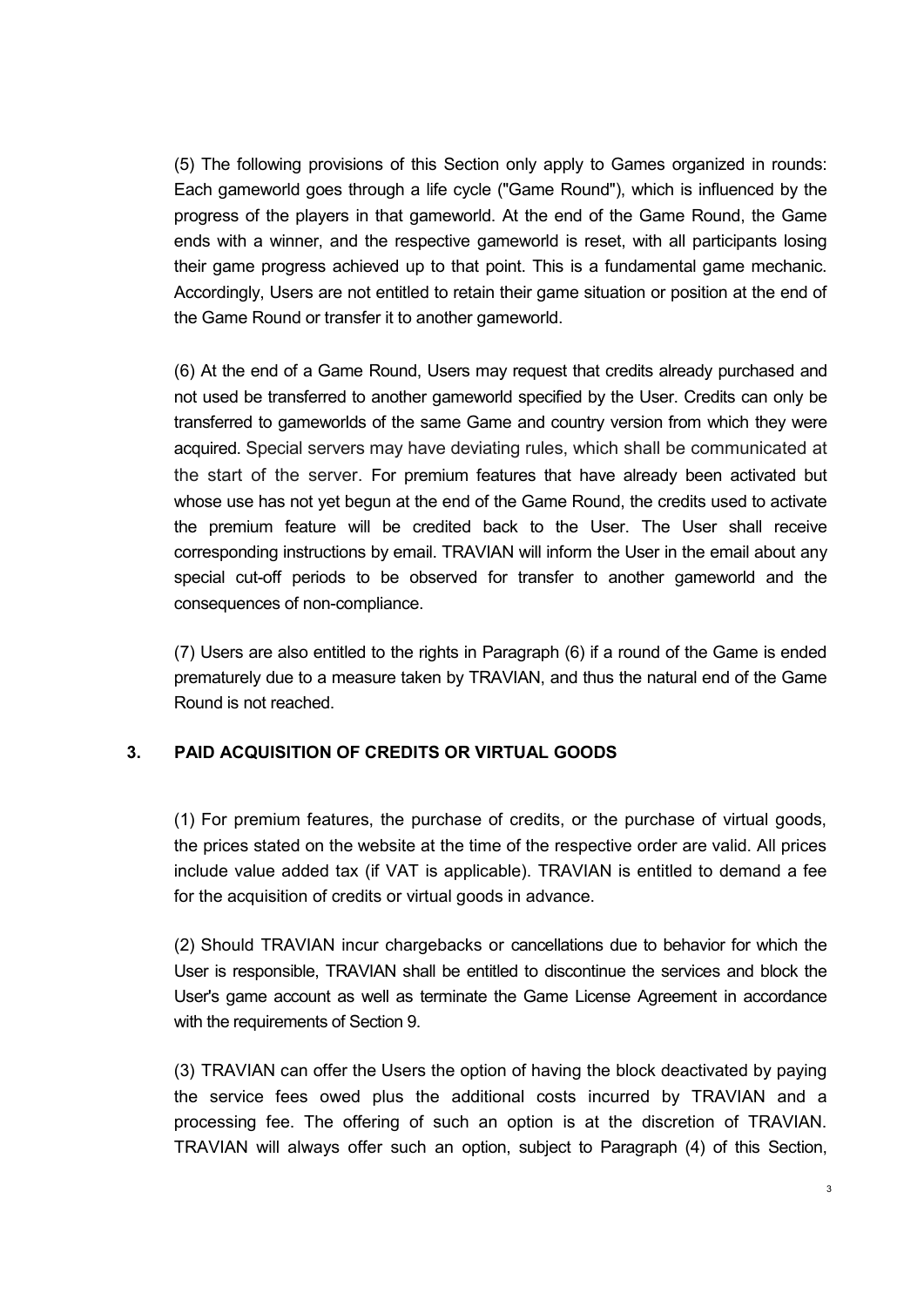(5) The following provisions of this Section only apply to Games organized in rounds: Each gameworld goes through a life cycle ("Game Round"), which is influenced by the progress of the players in that gameworld. At the end of the Game Round, the Game ends with a winner, and the respective gameworld is reset, with all participants losing their game progress achieved up to that point. This is a fundamental game mechanic. Accordingly, Users are not entitled to retain their game situation or position at the end of the Game Round or transfer it to another gameworld.

(6) At the end of a Game Round, Users may request that credits already purchased and not used be transferred to another gameworld specified by the User. Credits can only be transferred to gameworlds of the same Game and country version from which they were acquired. Special servers may have deviating rules, which shall be communicated at the start of the server. For premium features that have already been activated but whose use has not yet begun at the end of the Game Round, the credits used to activate the premium feature will be credited back to the User. The User shall receive corresponding instructions by email. TRAVIAN will inform the User in the email about any special cut-off periods to be observed for transfer to another gameworld and the consequences of non-compliance.

(7) Users are also entitled to the rights in Paragraph (6) if a round of the Game is ended prematurely due to a measure taken by TRAVIAN, and thus the natural end of the Game Round is not reached.

## 3. PAID ACQUISITION OF CREDITS OR VIRTUAL GOODS

(1) For premium features, the purchase of credits, or the purchase of virtual goods, the prices stated on the website at the time of the respective order are valid. All prices include value added tax (if VAT is applicable). TRAVIAN is entitled to demand a fee for the acquisition of credits or virtual goods in advance.

(2) Should TRAVIAN incur chargebacks or cancellations due to behavior for which the User is responsible, TRAVIAN shall be entitled to discontinue the services and block the User's game account as well as terminate the Game License Agreement in accordance with the requirements of Section 9.

(3) TRAVIAN can offer the Users the option of having the block deactivated by paying the service fees owed plus the additional costs incurred by TRAVIAN and a processing fee. The offering of such an option is at the discretion of TRAVIAN. TRAVIAN will always offer such an option, subject to Paragraph (4) of this Section,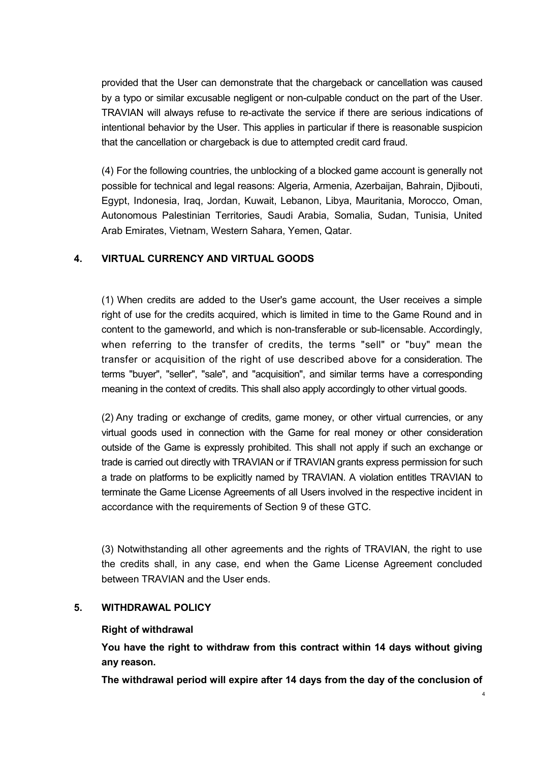provided that the User can demonstrate that the chargeback or cancellation was caused by a typo or similar excusable negligent or non-culpable conduct on the part of the User. TRAVIAN will always refuse to re-activate the service if there are serious indications of intentional behavior by the User. This applies in particular if there is reasonable suspicion that the cancellation or chargeback is due to attempted credit card fraud.

(4) For the following countries, the unblocking of a blocked game account is generally not possible for technical and legal reasons: Algeria, Armenia, Azerbaijan, Bahrain, Djibouti, Egypt, Indonesia, Iraq, Jordan, Kuwait, Lebanon, Libya, Mauritania, Morocco, Oman, Autonomous Palestinian Territories, Saudi Arabia, Somalia, Sudan, Tunisia, United Arab Emirates, Vietnam, Western Sahara, Yemen, Qatar.

## 4. VIRTUAL CURRENCY AND VIRTUAL GOODS

(1) When credits are added to the User's game account, the User receives a simple right of use for the credits acquired, which is limited in time to the Game Round and in content to the gameworld, and which is non-transferable or sub-licensable. Accordingly, when referring to the transfer of credits, the terms "sell" or "buy" mean the transfer or acquisition of the right of use described above for a consideration. The terms "buyer", "seller", "sale", and "acquisition", and similar terms have a corresponding meaning in the context of credits. This shall also apply accordingly to other virtual goods.

(2) Any trading or exchange of credits, game money, or other virtual currencies, or any virtual goods used in connection with the Game for real money or other consideration outside of the Game is expressly prohibited. This shall not apply if such an exchange or trade is carried out directly with TRAVIAN or if TRAVIAN grants express permission for such a trade on platforms to be explicitly named by TRAVIAN. A violation entitles TRAVIAN to terminate the Game License Agreements of all Users involved in the respective incident in accordance with the requirements of Section 9 of these GTC.

(3) Notwithstanding all other agreements and the rights of TRAVIAN, the right to use the credits shall, in any case, end when the Game License Agreement concluded between TRAVIAN and the User ends.

## 5. WITHDRAWAL POLICY

**Right of withdrawal**

**You have the right to withdraw from this contract within 14 days without giving any reason.**

**The withdrawal period will expire after 14 days from the day of the conclusion of**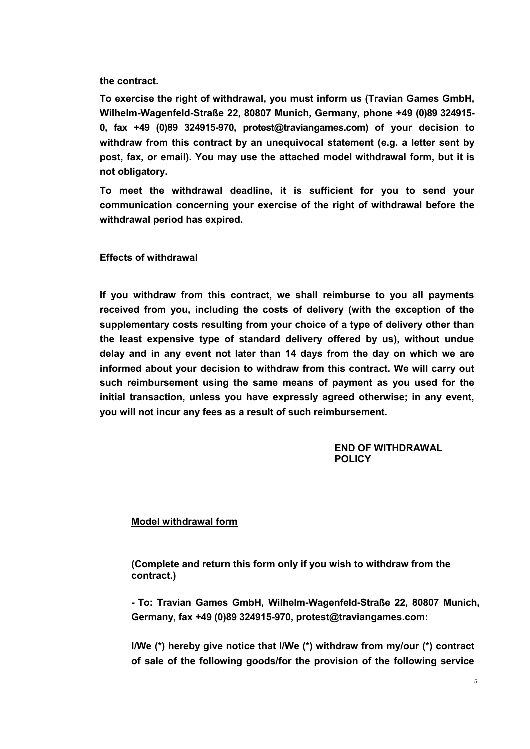**the contract.**

**To exercise the right of withdrawal, you must inform us (Travian Games GmbH, Wilhelm-Wagenfeld-Straße 22, 80807 Munich, Germany, phone +49 (0)89 324915-0, fax +49 (0)89 324915-970, protest@traviangames.com) of your decision to withdraw from this contract by an unequivocal statement (e.g. a letter sent by post, fax, or email). You may use the attached model withdrawal form, but it is not obligatory.**

**To meet the withdrawal deadline, it is sufficient for you to send your communication concerning your exercise of the right of withdrawal before the withdrawal period has expired.**

**Effects of withdrawal**

**If you withdraw from this contract, we shall reimburse to you all payments received from you, including the costs of delivery (with the exception of the supplementary costs resulting from your choice of a type of delivery other than the least expensive type of standard delivery offered by us), without undue delay and in any event not later than 14 days from the day on which we are informed about your decision to withdraw from this contract. We will carry out such reimbursement using the same means of payment as you used for the initial transaction, unless you have expressly agreed otherwise; in any event, you will not incur any fees as a result of such reimbursement.**

**END OF WITHDRAWAL POLICY**

**Model withdrawal form**

**(Complete and return this form only if you wish to withdraw from the contract.)**

**- To: Travian Games GmbH, Wilhelm-Wagenfeld-Straße 22, 80807 Munich, Germany, fax +49 (0)89 324915-970, protest@traviangames.com:**

**I/We (*) hereby give notice that I/We (*) withdraw from my/our (*) contract of sale of the following goods/for the provision of the following service**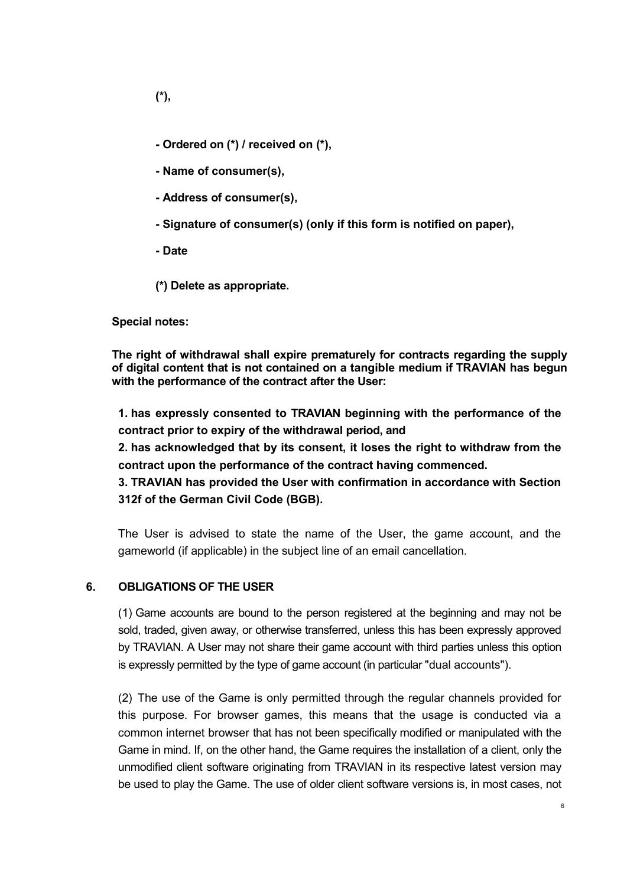**(*),**

**- Ordered on (*) / received on (*),**

**- Name of consumer(s),**

**- Address of consumer(s),**

**- Signature of consumer(s) (only if this form is notified on paper),**

**- Date**

**(*) Delete as appropriate.**

**Special notes:**

**The right of withdrawal shall expire prematurely for contracts regarding the supply of digital content that is not contained on a tangible medium if TRAVIAN has begun with the performance of the contract after the User:**

**1. has expressly consented to TRAVIAN beginning with the performance of the contract prior to expiry of the withdrawal period, and**

**2. has acknowledged that by its consent, it loses the right to withdraw from the contract upon the performance of the contract having commenced.**

**3. TRAVIAN has provided the User with confirmation in accordance with Section 312f of the German Civil Code (BGB).**

The User is advised to state the name of the User, the game account, and the gameworld (if applicable) in the subject line of an email cancellation.

## 6. OBLIGATIONS OF THE USER

(1) Game accounts are bound to the person registered at the beginning and may not be sold, traded, given away, or otherwise transferred, unless this has been expressly approved by TRAVIAN. A User may not share their game account with third parties unless this option is expressly permitted by the type of game account (in particular "dual accounts").

(2) The use of the Game is only permitted through the regular channels provided for this purpose. For browser games, this means that the usage is conducted via a common internet browser that has not been specifically modified or manipulated with the Game in mind. If, on the other hand, the Game requires the installation of a client, only the unmodified client software originating from TRAVIAN in its respective latest version may be used to play the Game. The use of older client software versions is, in most cases, not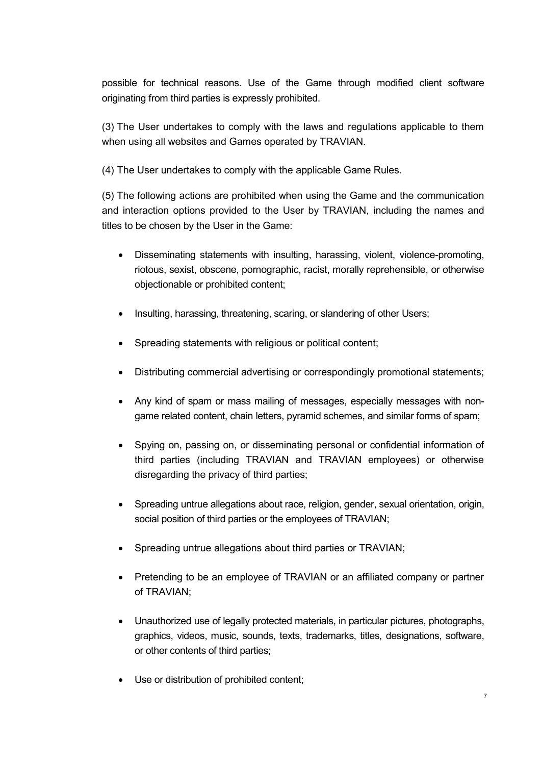possible for technical reasons. Use of the Game through modified client software originating from third parties is expressly prohibited.

(3) The User undertakes to comply with the laws and regulations applicable to them when using all websites and Games operated by TRAVIAN.

(4) The User undertakes to comply with the applicable Game Rules.

(5) The following actions are prohibited when using the Game and the communication and interaction options provided to the User by TRAVIAN, including the names and titles to be chosen by the User in the Game:

- Disseminating statements with insulting, harassing, violent, violence-promoting, riotous, sexist, obscene, pornographic, racist, morally reprehensible, or otherwise objectionable or prohibited content;
- Insulting, harassing, threatening, scaring, or slandering of other Users;
- Spreading statements with religious or political content;
- Distributing commercial advertising or correspondingly promotional statements;
- Any kind of spam or mass mailing of messages, especially messages with non-game related content, chain letters, pyramid schemes, and similar forms of spam;
- Spying on, passing on, or disseminating personal or confidential information of third parties (including TRAVIAN and TRAVIAN employees) or otherwise disregarding the privacy of third parties;
- Spreading untrue allegations about race, religion, gender, sexual orientation, origin, social position of third parties or the employees of TRAVIAN;
- Spreading untrue allegations about third parties or TRAVIAN;
- Pretending to be an employee of TRAVIAN or an affiliated company or partner of TRAVIAN;
- Unauthorized use of legally protected materials, in particular pictures, photographs, graphics, videos, music, sounds, texts, trademarks, titles, designations, software, or other contents of third parties;
- Use or distribution of prohibited content;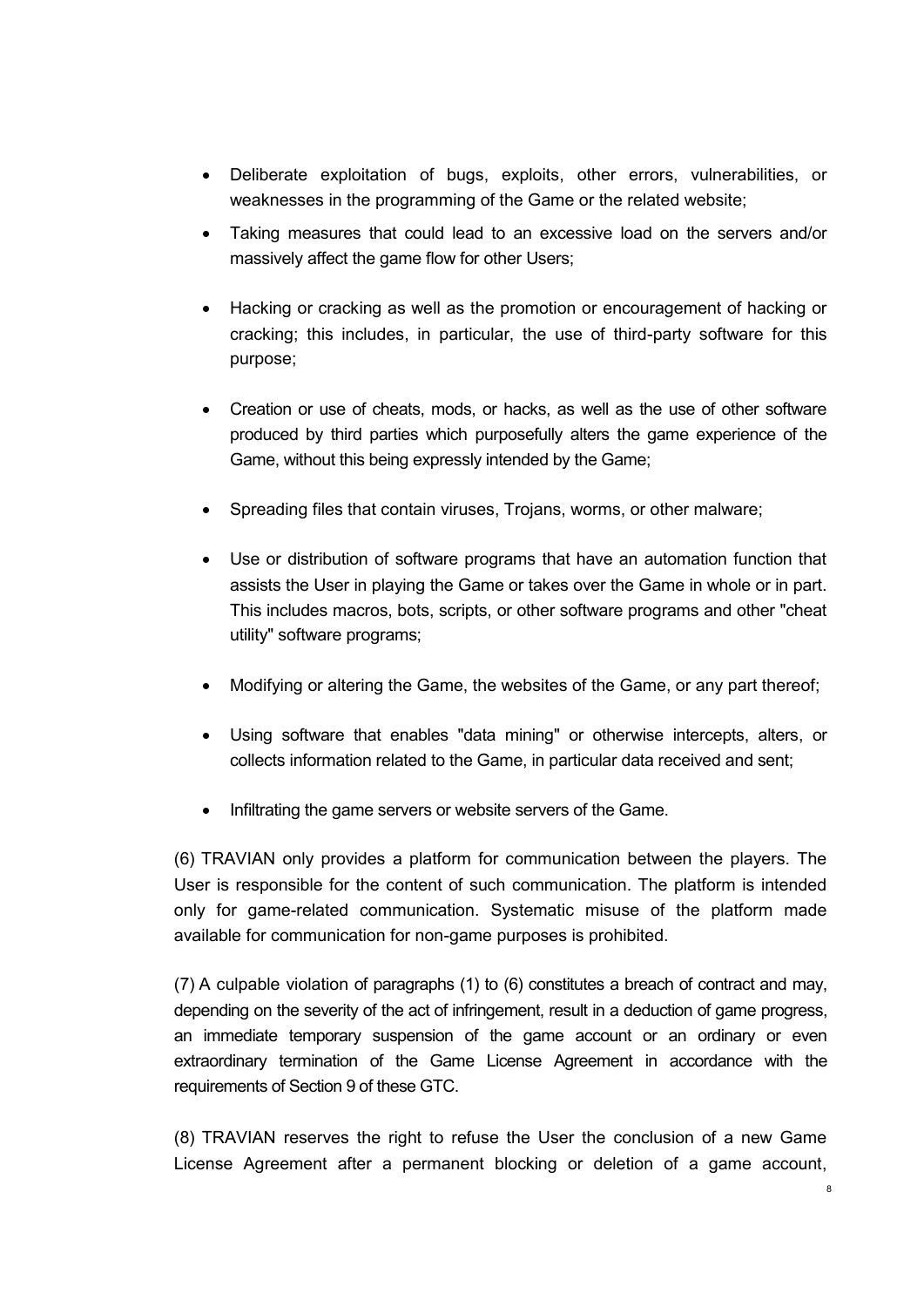- Deliberate exploitation of bugs, exploits, other errors, vulnerabilities, or weaknesses in the programming of the Game or the related website;
- Taking measures that could lead to an excessive load on the servers and/or massively affect the game flow for other Users;
- Hacking or cracking as well as the promotion or encouragement of hacking or cracking; this includes, in particular, the use of third-party software for this purpose;
- Creation or use of cheats, mods, or hacks, as well as the use of other software produced by third parties which purposefully alters the game experience of the Game, without this being expressly intended by the Game;
- Spreading files that contain viruses, Trojans, worms, or other malware;
- Use or distribution of software programs that have an automation function that assists the User in playing the Game or takes over the Game in whole or in part. This includes macros, bots, scripts, or other software programs and other "cheat utility" software programs;
- Modifying or altering the Game, the websites of the Game, or any part thereof;
- Using software that enables "data mining" or otherwise intercepts, alters, or collects information related to the Game, in particular data received and sent;
- Infiltrating the game servers or website servers of the Game.

(6) TRAVIAN only provides a platform for communication between the players. The User is responsible for the content of such communication. The platform is intended only for game-related communication. Systematic misuse of the platform made available for communication for non-game purposes is prohibited.

(7) A culpable violation of paragraphs (1) to (6) constitutes a breach of contract and may, depending on the severity of the act of infringement, result in a deduction of game progress, an immediate temporary suspension of the game account or an ordinary or even extraordinary termination of the Game License Agreement in accordance with the requirements of Section 9 of these GTC.

(8) TRAVIAN reserves the right to refuse the User the conclusion of a new Game License Agreement after a permanent blocking or deletion of a game account,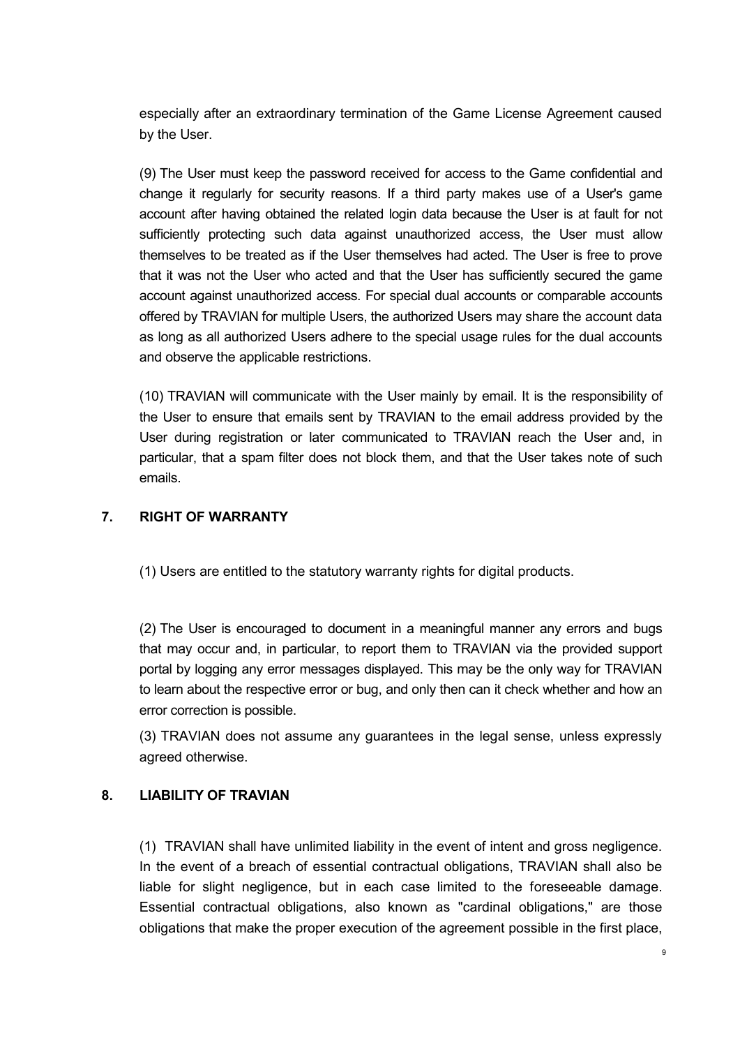especially after an extraordinary termination of the Game License Agreement caused by the User.

(9) The User must keep the password received for access to the Game confidential and change it regularly for security reasons. If a third party makes use of a User's game account after having obtained the related login data because the User is at fault for not sufficiently protecting such data against unauthorized access, the User must allow themselves to be treated as if the User themselves had acted. The User is free to prove that it was not the User who acted and that the User has sufficiently secured the game account against unauthorized access. For special dual accounts or comparable accounts offered by TRAVIAN for multiple Users, the authorized Users may share the account data as long as all authorized Users adhere to the special usage rules for the dual accounts and observe the applicable restrictions.

(10) TRAVIAN will communicate with the User mainly by email. It is the responsibility of the User to ensure that emails sent by TRAVIAN to the email address provided by the User during registration or later communicated to TRAVIAN reach the User and, in particular, that a spam filter does not block them, and that the User takes note of such emails.

## 7. RIGHT OF WARRANTY

(1) Users are entitled to the statutory warranty rights for digital products.

(2) The User is encouraged to document in a meaningful manner any errors and bugs that may occur and, in particular, to report them to TRAVIAN via the provided support portal by logging any error messages displayed. This may be the only way for TRAVIAN to learn about the respective error or bug, and only then can it check whether and how an error correction is possible.

(3) TRAVIAN does not assume any guarantees in the legal sense, unless expressly agreed otherwise.

## 8. LIABILITY OF TRAVIAN

(1) TRAVIAN shall have unlimited liability in the event of intent and gross negligence. In the event of a breach of essential contractual obligations, TRAVIAN shall also be liable for slight negligence, but in each case limited to the foreseeable damage. Essential contractual obligations, also known as "cardinal obligations," are those obligations that make the proper execution of the agreement possible in the first place,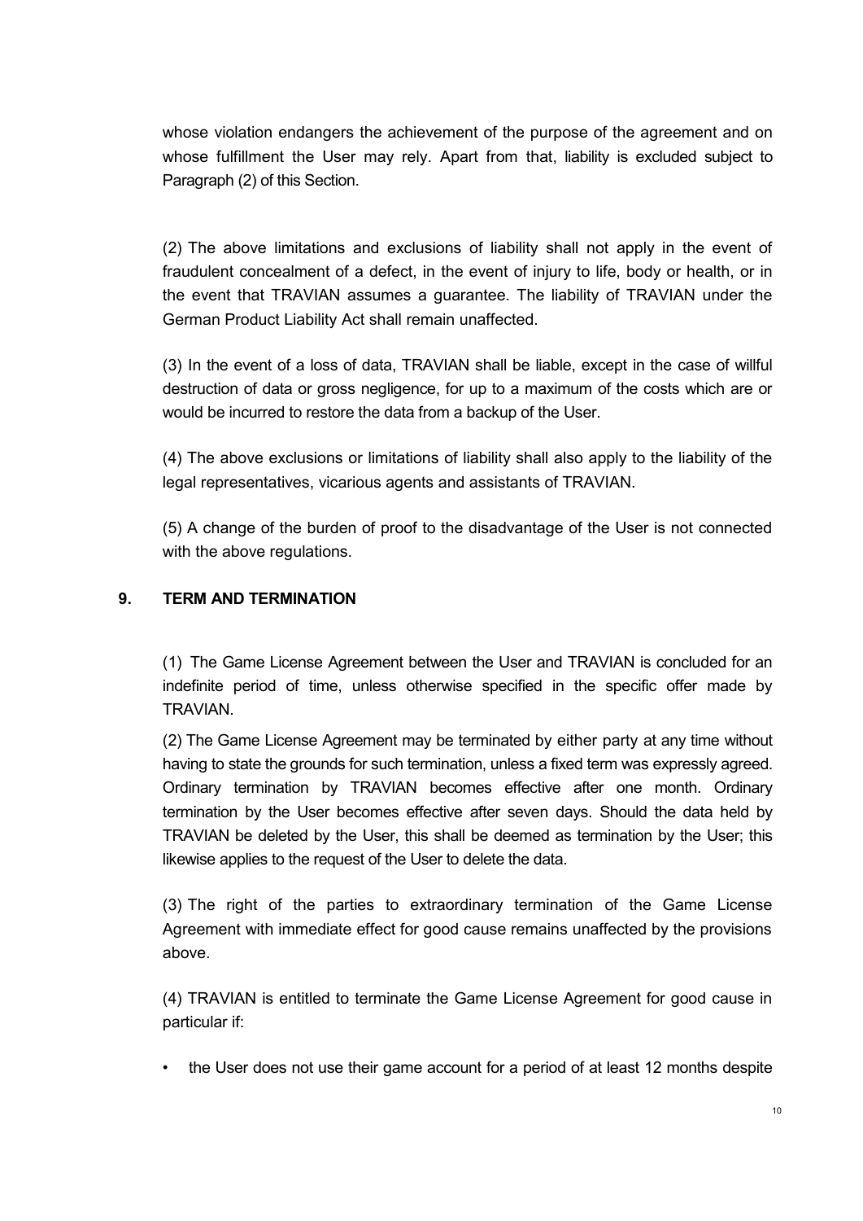whose violation endangers the achievement of the purpose of the agreement and on whose fulfillment the User may rely. Apart from that, liability is excluded subject to Paragraph (2) of this Section.

(2) The above limitations and exclusions of liability shall not apply in the event of fraudulent concealment of a defect, in the event of injury to life, body or health, or in the event that TRAVIAN assumes a guarantee. The liability of TRAVIAN under the German Product Liability Act shall remain unaffected.

(3) In the event of a loss of data, TRAVIAN shall be liable, except in the case of willful destruction of data or gross negligence, for up to a maximum of the costs which are or would be incurred to restore the data from a backup of the User.

(4) The above exclusions or limitations of liability shall also apply to the liability of the legal representatives, vicarious agents and assistants of TRAVIAN.

(5) A change of the burden of proof to the disadvantage of the User is not connected with the above regulations.

## 9. TERM AND TERMINATION

(1) The Game License Agreement between the User and TRAVIAN is concluded for an indefinite period of time, unless otherwise specified in the specific offer made by TRAVIAN.

(2) The Game License Agreement may be terminated by either party at any time without having to state the grounds for such termination, unless a fixed term was expressly agreed. Ordinary termination by TRAVIAN becomes effective after one month. Ordinary termination by the User becomes effective after seven days. Should the data held by TRAVIAN be deleted by the User, this shall be deemed as termination by the User; this likewise applies to the request of the User to delete the data.

(3) The right of the parties to extraordinary termination of the Game License Agreement with immediate effect for good cause remains unaffected by the provisions above.

(4) TRAVIAN is entitled to terminate the Game License Agreement for good cause in particular if:

- the User does not use their game account for a period of at least 12 months despite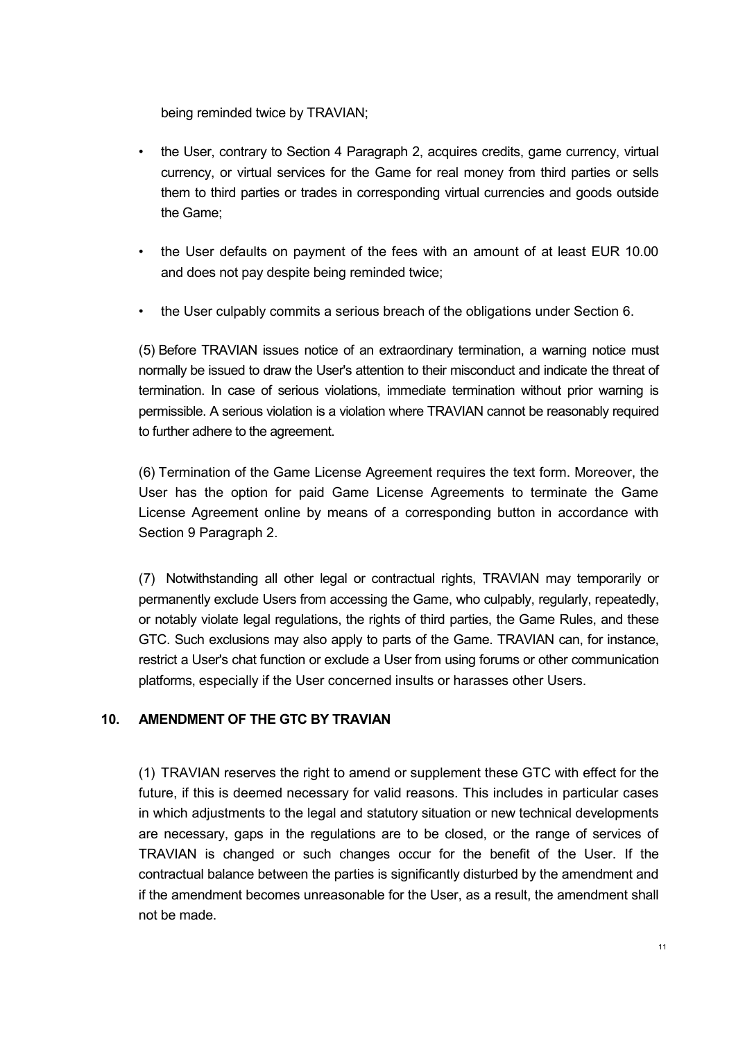being reminded twice by TRAVIAN;

- the User, contrary to Section 4 Paragraph 2, acquires credits, game currency, virtual currency, or virtual services for the Game for real money from third parties or sells them to third parties or trades in corresponding virtual currencies and goods outside the Game;
- the User defaults on payment of the fees with an amount of at least EUR 10.00 and does not pay despite being reminded twice;
- the User culpably commits a serious breach of the obligations under Section 6.

(5) Before TRAVIAN issues notice of an extraordinary termination, a warning notice must normally be issued to draw the User's attention to their misconduct and indicate the threat of termination. In case of serious violations, immediate termination without prior warning is permissible. A serious violation is a violation where TRAVIAN cannot be reasonably required to further adhere to the agreement.

(6) Termination of the Game License Agreement requires the text form. Moreover, the User has the option for paid Game License Agreements to terminate the Game License Agreement online by means of a corresponding button in accordance with Section 9 Paragraph 2.

(7) Notwithstanding all other legal or contractual rights, TRAVIAN may temporarily or permanently exclude Users from accessing the Game, who culpably, regularly, repeatedly, or notably violate legal regulations, the rights of third parties, the Game Rules, and these GTC. Such exclusions may also apply to parts of the Game. TRAVIAN can, for instance, restrict a User's chat function or exclude a User from using forums or other communication platforms, especially if the User concerned insults or harasses other Users.

## 10. AMENDMENT OF THE GTC BY TRAVIAN

(1) TRAVIAN reserves the right to amend or supplement these GTC with effect for the future, if this is deemed necessary for valid reasons. This includes in particular cases in which adjustments to the legal and statutory situation or new technical developments are necessary, gaps in the regulations are to be closed, or the range of services of TRAVIAN is changed or such changes occur for the benefit of the User. If the contractual balance between the parties is significantly disturbed by the amendment and if the amendment becomes unreasonable for the User, as a result, the amendment shall not be made.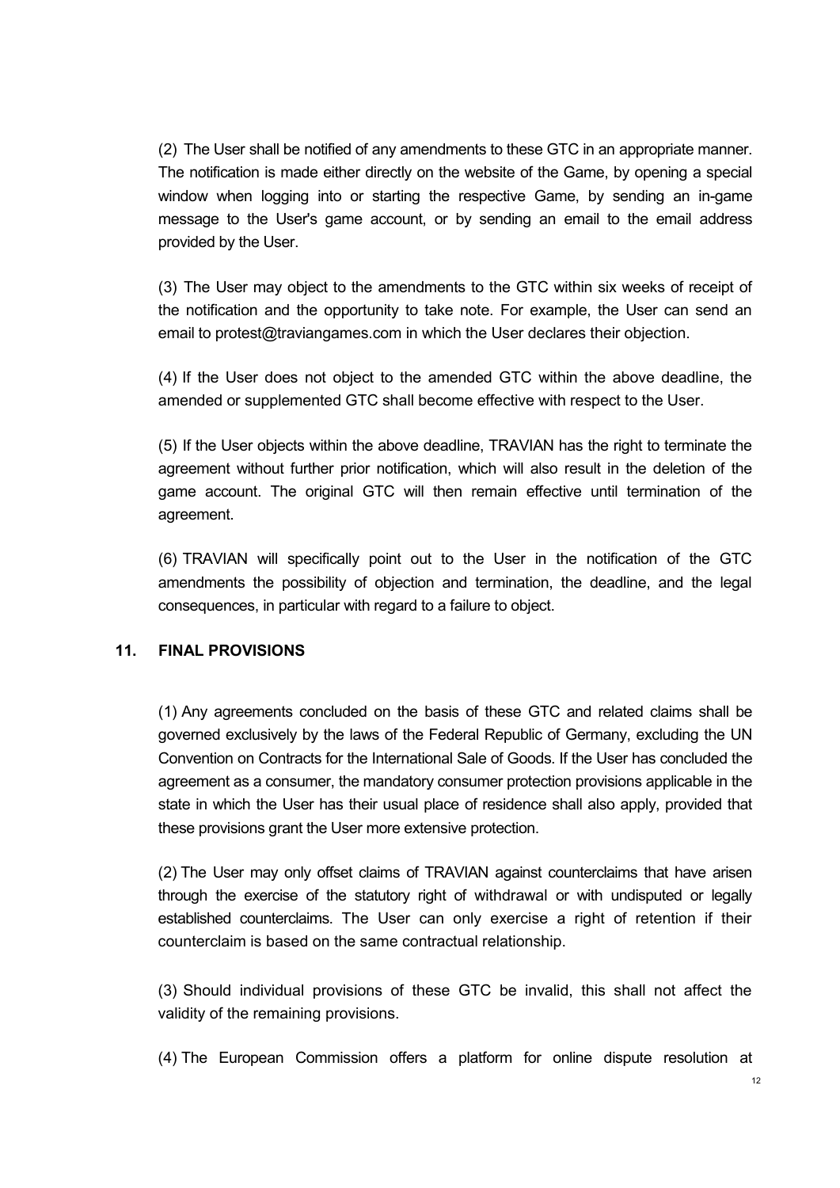(2) The User shall be notified of any amendments to these GTC in an appropriate manner. The notification is made either directly on the website of the Game, by opening a special window when logging into or starting the respective Game, by sending an in-game message to the User's game account, or by sending an email to the email address provided by the User.

(3) The User may object to the amendments to the GTC within six weeks of receipt of the notification and the opportunity to take note. For example, the User can send an email to protest@traviangames.com in which the User declares their objection.

(4) If the User does not object to the amended GTC within the above deadline, the amended or supplemented GTC shall become effective with respect to the User.

(5) If the User objects within the above deadline, TRAVIAN has the right to terminate the agreement without further prior notification, which will also result in the deletion of the game account. The original GTC will then remain effective until termination of the agreement.

(6) TRAVIAN will specifically point out to the User in the notification of the GTC amendments the possibility of objection and termination, the deadline, and the legal consequences, in particular with regard to a failure to object.

## 11. FINAL PROVISIONS

(1) Any agreements concluded on the basis of these GTC and related claims shall be governed exclusively by the laws of the Federal Republic of Germany, excluding the UN Convention on Contracts for the International Sale of Goods. If the User has concluded the agreement as a consumer, the mandatory consumer protection provisions applicable in the state in which the User has their usual place of residence shall also apply, provided that these provisions grant the User more extensive protection.

(2) The User may only offset claims of TRAVIAN against counterclaims that have arisen through the exercise of the statutory right of withdrawal or with undisputed or legally established counterclaims. The User can only exercise a right of retention if their counterclaim is based on the same contractual relationship.

(3) Should individual provisions of these GTC be invalid, this shall not affect the validity of the remaining provisions.

(4) The European Commission offers a platform for online dispute resolution at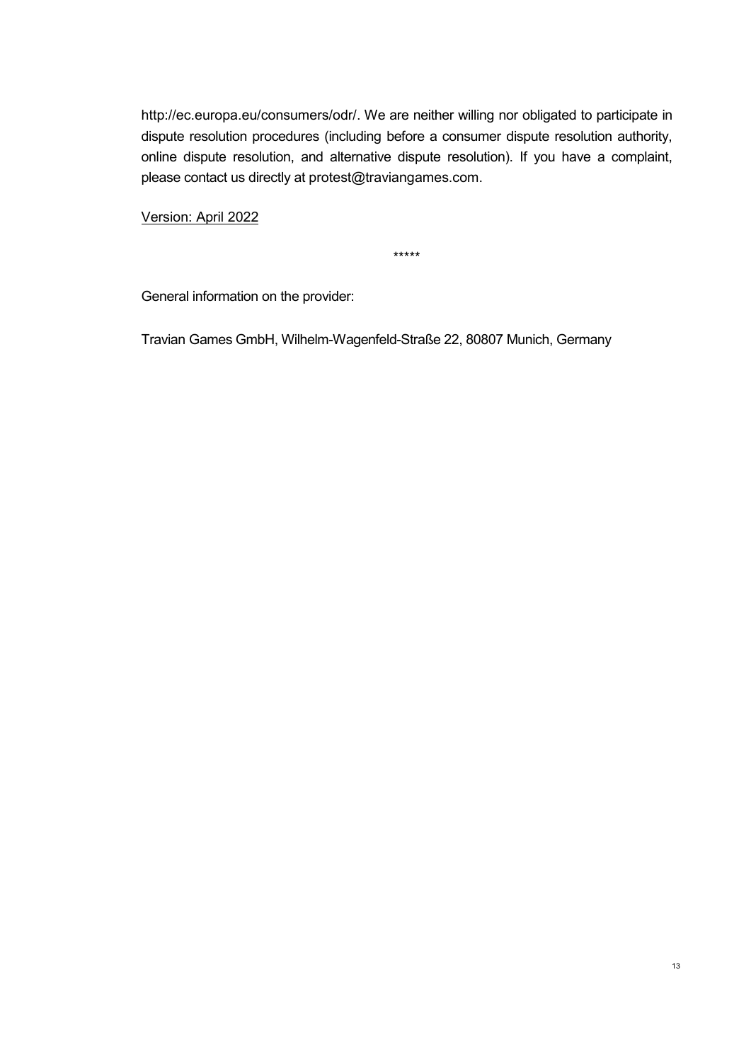http://ec.europa.eu/consumers/odr/. We are neither willing nor obligated to participate in dispute resolution procedures (including before a consumer dispute resolution authority, online dispute resolution, and alternative dispute resolution). If you have a complaint, please contact us directly at protest@traviangames.com.

Version: April 2022

*****

General information on the provider:

Travian Games GmbH, Wilhelm-Wagenfeld-Straße 22, 80807 Munich, Germany